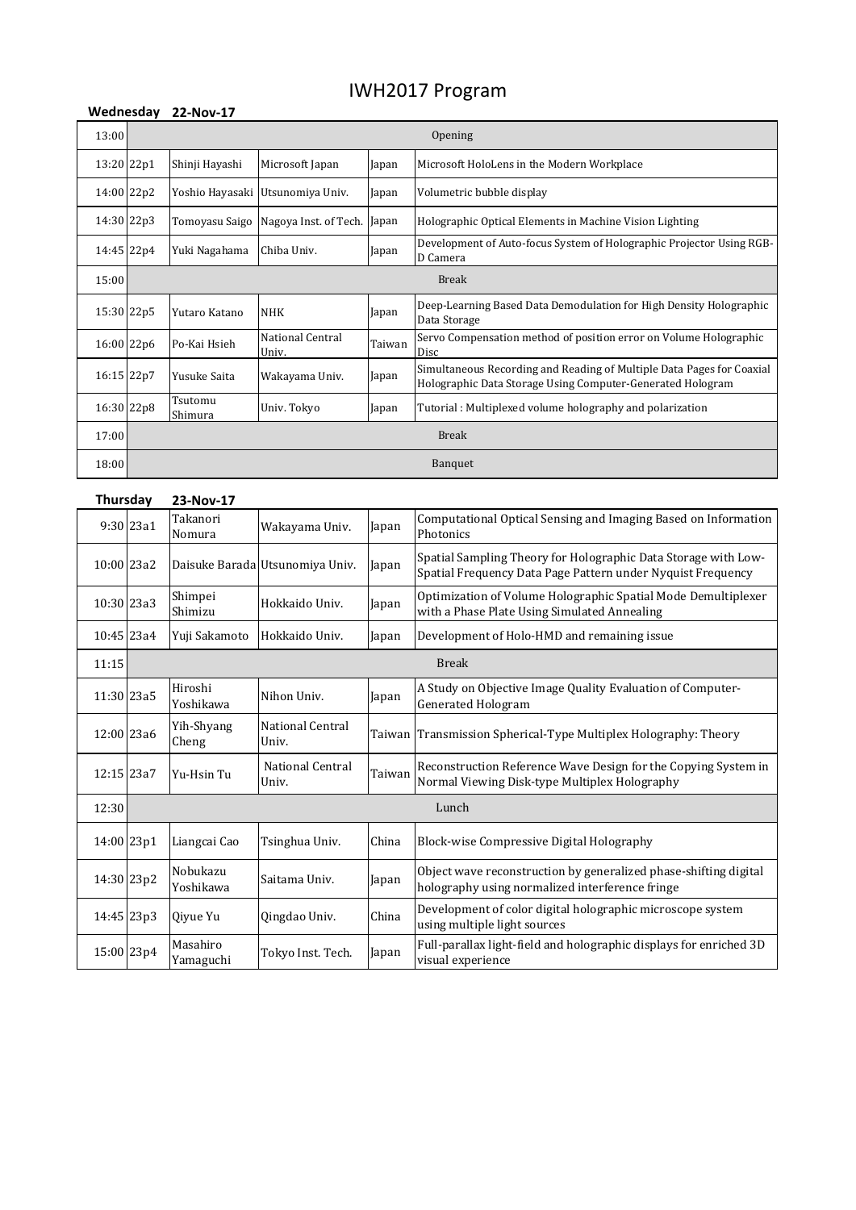# IWH2017 Program

**Wednesday 22-Nov-17**

| Time | ID | Speaker | Affiliation | Country | Title |
|---|---|---|---|---|---|
| 13:00 | | | | | Opening |
| 13:20 | 22p1 | Shinji Hayashi | Microsoft Japan | Japan | Microsoft HoloLens in the Modern Workplace |
| 14:00 | 22p2 | Yoshio Hayasaki | Utsunomiya Univ. | Japan | Volumetric bubble display |
| 14:30 | 22p3 | Tomoyasu Saigo | Nagoya Inst. of Tech. | Japan | Holographic Optical Elements in Machine Vision Lighting |
| 14:45 | 22p4 | Yuki Nagahama | Chiba Univ. | Japan | Development of Auto-focus System of Holographic Projector Using RGB-D Camera |
| 15:00 | | | | | Break |
| 15:30 | 22p5 | Yutaro Katano | NHK | Japan | Deep-Learning Based Data Demodulation for High Density Holographic Data Storage |
| 16:00 | 22p6 | Po-Kai Hsieh | National Central Univ. | Taiwan | Servo Compensation method of position error on Volume Holographic Disc |
| 16:15 | 22p7 | Yusuke Saita | Wakayama Univ. | Japan | Simultaneous Recording and Reading of Multiple Data Pages for Coaxial Holographic Data Storage Using Computer-Generated Hologram |
| 16:30 | 22p8 | Tsutomu Shimura | Univ. Tokyo | Japan | Tutorial : Multiplexed volume holography and polarization |
| 17:00 | | | | | Break |
| 18:00 | | | | | Banquet |

**Thursday 23-Nov-17**

| Time | ID | Speaker | Affiliation | Country | Title |
|---|---|---|---|---|---|
| 9:30 | 23a1 | Takanori Nomura | Wakayama Univ. | Japan | Computational Optical Sensing and Imaging Based on Information Photonics |
| 10:00 | 23a2 | Daisuke Barada | Utsunomiya Univ. | Japan | Spatial Sampling Theory for Holographic Data Storage with Low-Spatial Frequency Data Page Pattern under Nyquist Frequency |
| 10:30 | 23a3 | Shimpei Shimizu | Hokkaido Univ. | Japan | Optimization of Volume Holographic Spatial Mode Demultiplexer with a Phase Plate Using Simulated Annealing |
| 10:45 | 23a4 | Yuji Sakamoto | Hokkaido Univ. | Japan | Development of Holo-HMD and remaining issue |
| 11:15 | | | | | Break |
| 11:30 | 23a5 | Hiroshi Yoshikawa | Nihon Univ. | Japan | A Study on Objective Image Quality Evaluation of Computer-Generated Hologram |
| 12:00 | 23a6 | Yih-Shyang Cheng | National Central Univ. | Taiwan | Transmission Spherical-Type Multiplex Holography: Theory |
| 12:15 | 23a7 | Yu-Hsin Tu | National Central Univ. | Taiwan | Reconstruction Reference Wave Design for the Copying System in Normal Viewing Disk-type Multiplex Holography |
| 12:30 | | | | | Lunch |
| 14:00 | 23p1 | Liangcai Cao | Tsinghua Univ. | China | Block-wise Compressive Digital Holography |
| 14:30 | 23p2 | Nobukazu Yoshikawa | Saitama Univ. | Japan | Object wave reconstruction by generalized phase-shifting digital holography using normalized interference fringe |
| 14:45 | 23p3 | Qiyue Yu | Qingdao Univ. | China | Development of color digital holographic microscope system using multiple light sources |
| 15:00 | 23p4 | Masahiro Yamaguchi | Tokyo Inst. Tech. | Japan | Full-parallax light-field and holographic displays for enriched 3D visual experience |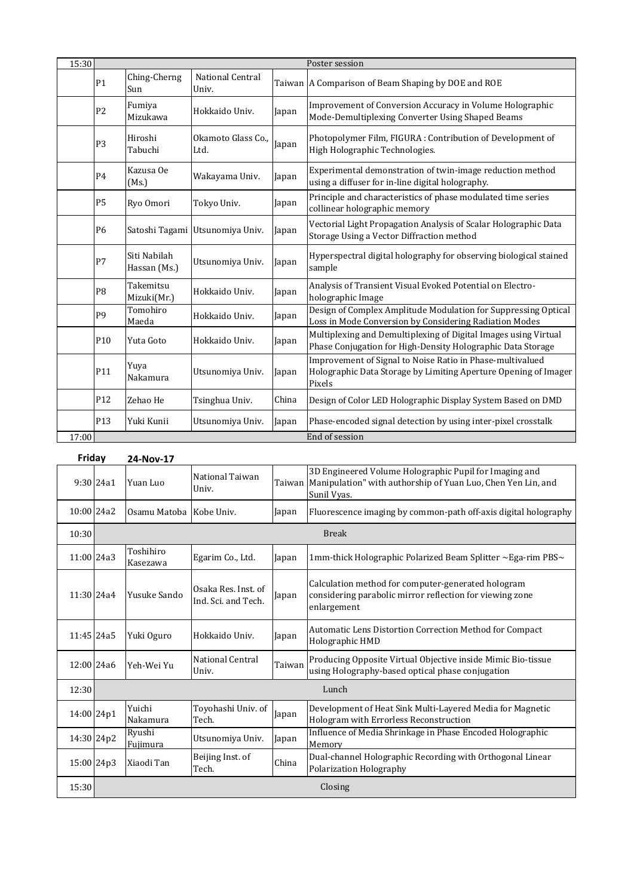| | | | | | |
|---|---|---|---|---|---|
| 15:30 | Poster session | | | | |
| | P1 | Ching-Cherng Sun | National Central Univ. | Taiwan | A Comparison of Beam Shaping by DOE and ROE |
| | P2 | Fumiya Mizukawa | Hokkaido Univ. | Japan | Improvement of Conversion Accuracy in Volume Holographic Mode-Demultiplexing Converter Using Shaped Beams |
| | P3 | Hiroshi Tabuchi | Okamoto Glass Co., Ltd. | Japan | Photopolymer Film, FIGURA : Contribution of Development of High Holographic Technologies. |
| | P4 | Kazusa Oe (Ms.) | Wakayama Univ. | Japan | Experimental demonstration of twin-image reduction method using a diffuser for in-line digital holography. |
| | P5 | Ryo Omori | Tokyo Univ. | Japan | Principle and characteristics of phase modulated time series collinear holographic memory |
| | P6 | Satoshi Tagami | Utsunomiya Univ. | Japan | Vectorial Light Propagation Analysis of Scalar Holographic Data Storage Using a Vector Diffraction method |
| | P7 | Siti Nabilah Hassan (Ms.) | Utsunomiya Univ. | Japan | Hyperspectral digital holography for observing biological stained sample |
| | P8 | Takemitsu Mizuki(Mr.) | Hokkaido Univ. | Japan | Analysis of Transient Visual Evoked Potential on Electro-holographic Image |
| | P9 | Tomohiro Maeda | Hokkaido Univ. | Japan | Design of Complex Amplitude Modulation for Suppressing Optical Loss in Mode Conversion by Considering Radiation Modes |
| | P10 | Yuta Goto | Hokkaido Univ. | Japan | Multiplexing and Demultiplexing of Digital Images using Virtual Phase Conjugation for High-Density Holographic Data Storage |
| | P11 | Yuya Nakamura | Utsunomiya Univ. | Japan | Improvement of Signal to Noise Ratio in Phase-multivalued Holographic Data Storage by Limiting Aperture Opening of Imager Pixels |
| | P12 | Zehao He | Tsinghua Univ. | China | Design of Color LED Holographic Display System Based on DMD |
| | P13 | Yuki Kunii | Utsunomiya Univ. | Japan | Phase-encoded signal detection by using inter-pixel crosstalk |
| 17:00 | End of session | | | | |

**Friday 24-Nov-17**

| | | | | | |
|---|---|---|---|---|---|
| 9:30 | 24a1 | Yuan Luo | National Taiwan Univ. | Taiwan | 3D Engineered Volume Holographic Pupil for Imaging and Manipulation" with authorship of Yuan Luo, Chen Yen Lin, and Sunil Vyas. |
| 10:00 | 24a2 | Osamu Matoba | Kobe Univ. | Japan | Fluorescence imaging by common-path off-axis digital holography |
| 10:30 | Break | | | | |
| 11:00 | 24a3 | Toshihiro Kasezawa | Egarim Co., Ltd. | Japan | 1mm-thick Holographic Polarized Beam Splitter ~Ega-rim PBS~ |
| 11:30 | 24a4 | Yusuke Sando | Osaka Res. Inst. of Ind. Sci. and Tech. | Japan | Calculation method for computer-generated hologram considering parabolic mirror reflection for viewing zone enlargement |
| 11:45 | 24a5 | Yuki Oguro | Hokkaido Univ. | Japan | Automatic Lens Distortion Correction Method for Compact Holographic HMD |
| 12:00 | 24a6 | Yeh-Wei Yu | National Central Univ. | Taiwan | Producing Opposite Virtual Objective inside Mimic Bio-tissue using Holography-based optical phase conjugation |
| 12:30 | Lunch | | | | |
| 14:00 | 24p1 | Yuichi Nakamura | Toyohashi Univ. of Tech. | Japan | Development of Heat Sink Multi-Layered Media for Magnetic Hologram with Errorless Reconstruction |
| 14:30 | 24p2 | Ryushi Fujimura | Utsunomiya Univ. | Japan | Influence of Media Shrinkage in Phase Encoded Holographic Memory |
| 15:00 | 24p3 | Xiaodi Tan | Beijing Inst. of Tech. | China | Dual-channel Holographic Recording with Orthogonal Linear Polarization Holography |
| 15:30 | Closing | | | | |